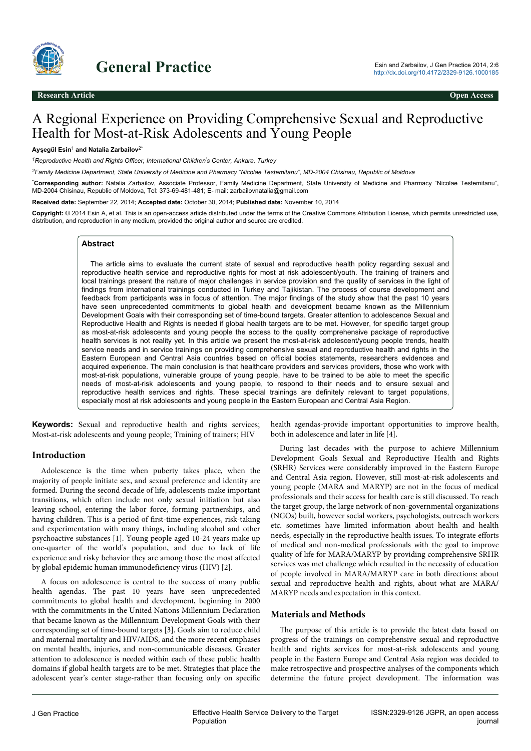# A Regional Experience on Providing Comprehensive Sexual and Reproductive Health for Most-at-Risk Adolescents and Young People

**Ayşegül Esin**[1] **and Natalia Zarbailov**[2*]

[1]*Reproductive Health and Rights Officer, International Children's Center, Ankara, Turkey*

[2]*Family Medicine Department, State University of Medicine and Pharmacy "Nicolae Testemitanu", MD-2004 Chisinau, Republic of Moldova*

[*]**Corresponding author:** Natalia Zarbailov, Associate Professor, Family Medicine Department, State University of Medicine and Pharmacy "Nicolae Testemitanu", MD-2004 Chisinau, Republic of Moldova, Tel: 373-69-481-481; E- mail: zarbailovnatalia@gmail.com

**Received date:** September 22, 2014; **Accepted date:** October 30, 2014; **Published date:** November 10, 2014

**Copyright:** © 2014 Esin A, et al. This is an open-access article distributed under the terms of the Creative Commons Attribution License, which permits unrestricted use, distribution, and reproduction in any medium, provided the original author and source are credited.

## Abstract

The article aims to evaluate the current state of sexual and reproductive health policy regarding sexual and reproductive health service and reproductive rights for most at risk adolescent/youth. The training of trainers and local trainings present the nature of major challenges in service provision and the quality of services in the light of findings from international trainings conducted in Turkey and Tajikistan. The process of course development and feedback from participants was in focus of attention. The major findings of the study show that the past 10 years have seen unprecedented commitments to global health and development became known as the Millennium Development Goals with their corresponding set of time-bound targets. Greater attention to adolescence Sexual and Reproductive Health and Rights is needed if global health targets are to be met. However, for specific target group as most-at-risk adolescents and young people the access to the quality comprehensive package of reproductive health services is not reality yet. In this article we present the most-at-risk adolescent/young people trends, health service needs and in service trainings on providing comprehensive sexual and reproductive health and rights in the Eastern European and Central Asia countries based on official bodies statements, researchers evidences and acquired experience. The main conclusion is that healthcare providers and services providers, those who work with most-at-risk populations, vulnerable groups of young people, have to be trained to be able to meet the specific needs of most-at-risk adolescents and young people, to respond to their needs and to ensure sexual and reproductive health services and rights. These special trainings are definitely relevant to target populations, especially most at risk adolescents and young people in the Eastern European and Central Asia Region.

**Keywords:** Sexual and reproductive health and rights services; Most-at-risk adolescents and young people; Training of trainers; HIV

## Introduction

Adolescence is the time when puberty takes place, when the majority of people initiate sex, and sexual preference and identity are formed. During the second decade of life, adolescents make important transitions, which often include not only sexual initiation but also leaving school, entering the labor force, forming partnerships, and having children. This is a period of first-time experiences, risk-taking and experimentation with many things, including alcohol and other psychoactive substances [1]. Young people aged 10-24 years make up one-quarter of the world's population, and due to lack of life experience and risky behavior they are among those the most affected by global epidemic human immunodeficiency virus (HIV) [2].

A focus on adolescence is central to the success of many public health agendas. The past 10 years have seen unprecedented commitments to global health and development, beginning in 2000 with the commitments in the United Nations Millennium Declaration that became known as the Millennium Development Goals with their corresponding set of time-bound targets [3]. Goals aim to reduce child and maternal mortality and HIV/AIDS, and the more recent emphases on mental health, injuries, and non-communicable diseases. Greater attention to adolescence is needed within each of these public health domains if global health targets are to be met. Strategies that place the adolescent year's center stage-rather than focusing only on specific health agendas-provide important opportunities to improve health, both in adolescence and later in life [4].

During last decades with the purpose to achieve Millennium Development Goals Sexual and Reproductive Health and Rights (SRHR) Services were considerably improved in the Eastern Europe and Central Asia region. However, still most-at-risk adolescents and young people (MARA and MARYP) are not in the focus of medical professionals and their access for health care is still discussed. To reach the target group, the large network of non-governmental organizations (NGOs) built, however social workers, psychologists, outreach workers etc. sometimes have limited information about health and health needs, especially in the reproductive health issues. To integrate efforts of medical and non-medical professionals with the goal to improve quality of life for MARA/MARYP by providing comprehensive SRHR services was met challenge which resulted in the necessity of education of people involved in MARA/MARYP care in both directions: about sexual and reproductive health and rights, about what are MARA/MARYP needs and expectation in this context.

## Materials and Methods

The purpose of this article is to provide the latest data based on progress of the trainings on comprehensive sexual and reproductive health and rights services for most-at-risk adolescents and young people in the Eastern Europe and Central Asia region was decided to make retrospective and prospective analyses of the components which determine the future project development. The information was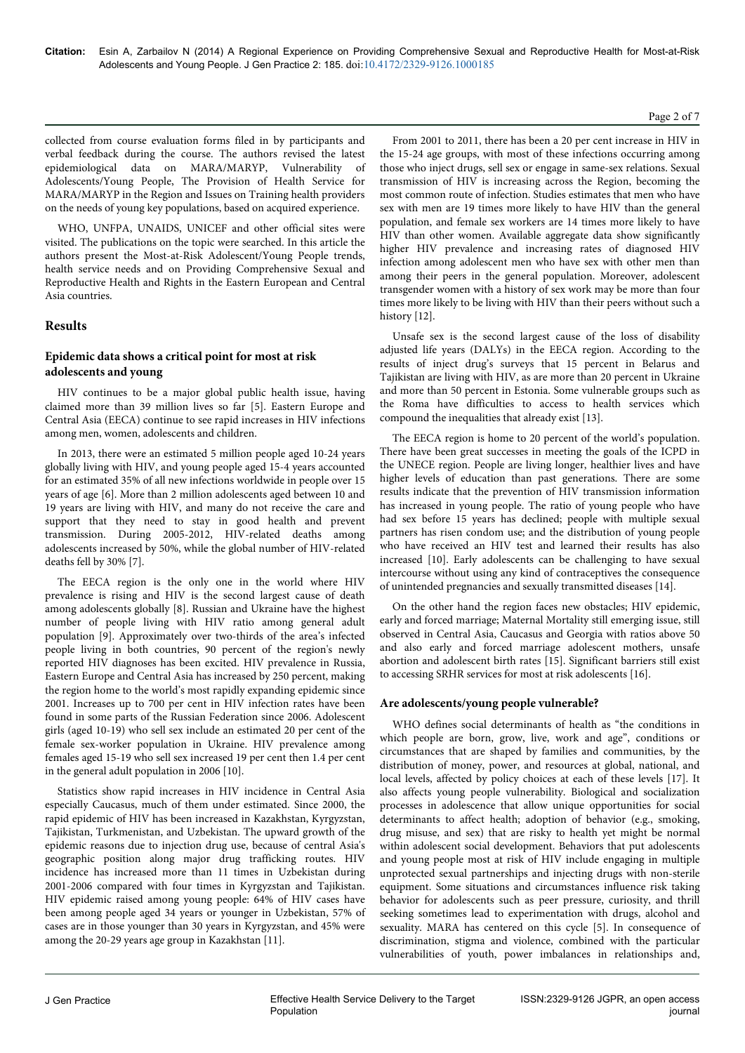collected from course evaluation forms filed in by participants and verbal feedback during the course. The authors revised the latest epidemiological data on MARA/MARYP, Vulnerability of Adolescents/Young People, The Provision of Health Service for MARA/MARYP in the Region and Issues on Training health providers on the needs of young key populations, based on acquired experience.

WHO, UNFPA, UNAIDS, UNICEF and other official sites were visited. The publications on the topic were searched. In this article the authors present the Most-at-Risk Adolescent/Young People trends, health service needs and on Providing Comprehensive Sexual and Reproductive Health and Rights in the Eastern European and Central Asia countries.

## Results

### Epidemic data shows a critical point for most at risk adolescents and young

HIV continues to be a major global public health issue, having claimed more than 39 million lives so far [5]. Eastern Europe and Central Asia (EECA) continue to see rapid increases in HIV infections among men, women, adolescents and children.

In 2013, there were an estimated 5 million people aged 10-24 years globally living with HIV, and young people aged 15-4 years accounted for an estimated 35% of all new infections worldwide in people over 15 years of age [6]. More than 2 million adolescents aged between 10 and 19 years are living with HIV, and many do not receive the care and support that they need to stay in good health and prevent transmission. During 2005-2012, HIV-related deaths among adolescents increased by 50%, while the global number of HIV-related deaths fell by 30% [7].

The EECA region is the only one in the world where HIV prevalence is rising and HIV is the second largest cause of death among adolescents globally [8]. Russian and Ukraine have the highest number of people living with HIV ratio among general adult population [9]. Approximately over two-thirds of the area's infected people living in both countries, 90 percent of the region's newly reported HIV diagnoses has been excited. HIV prevalence in Russia, Eastern Europe and Central Asia has increased by 250 percent, making the region home to the world's most rapidly expanding epidemic since 2001. Increases up to 700 per cent in HIV infection rates have been found in some parts of the Russian Federation since 2006. Adolescent girls (aged 10-19) who sell sex include an estimated 20 per cent of the female sex-worker population in Ukraine. HIV prevalence among females aged 15-19 who sell sex increased 19 per cent then 1.4 per cent in the general adult population in 2006 [10].

Statistics show rapid increases in HIV incidence in Central Asia especially Caucasus, much of them under estimated. Since 2000, the rapid epidemic of HIV has been increased in Kazakhstan, Kyrgyzstan, Tajikistan, Turkmenistan, and Uzbekistan. The upward growth of the epidemic reasons due to injection drug use, because of central Asia's geographic position along major drug trafficking routes. HIV incidence has increased more than 11 times in Uzbekistan during 2001-2006 compared with four times in Kyrgyzstan and Tajikistan. HIV epidemic raised among young people: 64% of HIV cases have been among people aged 34 years or younger in Uzbekistan, 57% of cases are in those younger than 30 years in Kyrgyzstan, and 45% were among the 20-29 years age group in Kazakhstan [11].

From 2001 to 2011, there has been a 20 per cent increase in HIV in the 15-24 age groups, with most of these infections occurring among those who inject drugs, sell sex or engage in same-sex relations. Sexual transmission of HIV is increasing across the Region, becoming the most common route of infection. Studies estimates that men who have sex with men are 19 times more likely to have HIV than the general population, and female sex workers are 14 times more likely to have HIV than other women. Available aggregate data show significantly higher HIV prevalence and increasing rates of diagnosed HIV infection among adolescent men who have sex with other men than among their peers in the general population. Moreover, adolescent transgender women with a history of sex work may be more than four times more likely to be living with HIV than their peers without such a history [12].

Unsafe sex is the second largest cause of the loss of disability adjusted life years (DALYs) in the EECA region. According to the results of inject drug's surveys that 15 percent in Belarus and Tajikistan are living with HIV, as are more than 20 percent in Ukraine and more than 50 percent in Estonia. Some vulnerable groups such as the Roma have difficulties to access to health services which compound the inequalities that already exist [13].

The EECA region is home to 20 percent of the world's population. There have been great successes in meeting the goals of the ICPD in the UNECE region. People are living longer, healthier lives and have higher levels of education than past generations. There are some results indicate that the prevention of HIV transmission information has increased in young people. The ratio of young people who have had sex before 15 years has declined; people with multiple sexual partners has risen condom use; and the distribution of young people who have received an HIV test and learned their results has also increased [10]. Early adolescents can be challenging to have sexual intercourse without using any kind of contraceptives the consequence of unintended pregnancies and sexually transmitted diseases [14].

On the other hand the region faces new obstacles; HIV epidemic, early and forced marriage; Maternal Mortality still emerging issue, still observed in Central Asia, Caucasus and Georgia with ratios above 50 and also early and forced marriage adolescent mothers, unsafe abortion and adolescent birth rates [15]. Significant barriers still exist to accessing SRHR services for most at risk adolescents [16].

### Are adolescents/young people vulnerable?

WHO defines social determinants of health as "the conditions in which people are born, grow, live, work and age", conditions or circumstances that are shaped by families and communities, by the distribution of money, power, and resources at global, national, and local levels, affected by policy choices at each of these levels [17]. It also affects young people vulnerability. Biological and socialization processes in adolescence that allow unique opportunities for social determinants to affect health; adoption of behavior (e.g., smoking, drug misuse, and sex) that are risky to health yet might be normal within adolescent social development. Behaviors that put adolescents and young people most at risk of HIV include engaging in multiple unprotected sexual partnerships and injecting drugs with non-sterile equipment. Some situations and circumstances influence risk taking behavior for adolescents such as peer pressure, curiosity, and thrill seeking sometimes lead to experimentation with drugs, alcohol and sexuality. MARA has centered on this cycle [5]. In consequence of discrimination, stigma and violence, combined with the particular vulnerabilities of youth, power imbalances in relationships and,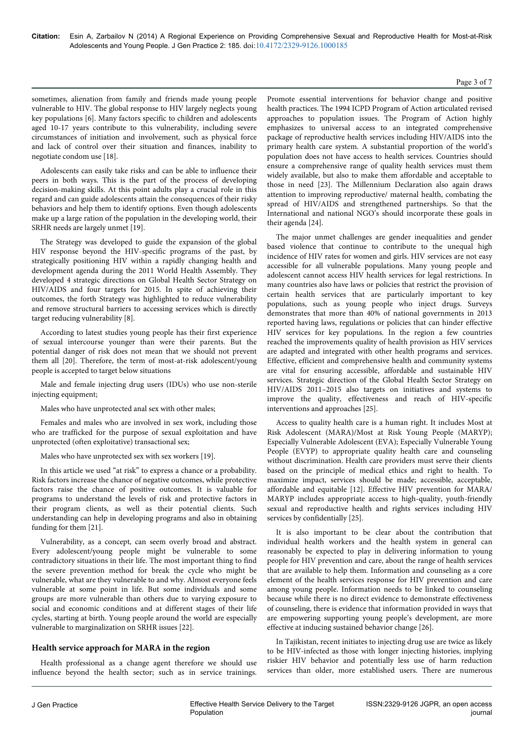sometimes, alienation from family and friends made young people vulnerable to HIV. The global response to HIV largely neglects young key populations [6]. Many factors specific to children and adolescents aged 10-17 years contribute to this vulnerability, including severe circumstances of initiation and involvement, such as physical force and lack of control over their situation and finances, inability to negotiate condom use [18].

Adolescents can easily take risks and can be able to influence their peers in both ways. This is the part of the process of developing decision-making skills. At this point adults play a crucial role in this regard and can guide adolescents attain the consequences of their risky behaviors and help them to identify options. Even though adolescents make up a large ration of the population in the developing world, their SRHR needs are largely unmet [19].

The Strategy was developed to guide the expansion of the global HIV response beyond the HIV-specific programs of the past, by strategically positioning HIV within a rapidly changing health and development agenda during the 2011 World Health Assembly. They developed 4 strategic directions on Global Health Sector Strategy on HIV/AIDS and four targets for 2015. In spite of achieving their outcomes, the forth Strategy was highlighted to reduce vulnerability and remove structural barriers to accessing services which is directly target reducing vulnerability [8].

According to latest studies young people has their first experience of sexual intercourse younger than were their parents. But the potential danger of risk does not mean that we should not prevent them all [20]. Therefore, the term of most-at-risk adolescent/young people is accepted to target below situations

Male and female injecting drug users (IDUs) who use non-sterile injecting equipment;

Males who have unprotected anal sex with other males;

Females and males who are involved in sex work, including those who are trafficked for the purpose of sexual exploitation and have unprotected (often exploitative) transactional sex;

Males who have unprotected sex with sex workers [19].

In this article we used "at risk" to express a chance or a probability. Risk factors increase the chance of negative outcomes, while protective factors raise the chance of positive outcomes. It is valuable for programs to understand the levels of risk and protective factors in their program clients, as well as their potential clients. Such understanding can help in developing programs and also in obtaining funding for them [21].

Vulnerability, as a concept, can seem overly broad and abstract. Every adolescent/young people might be vulnerable to some contradictory situations in their life. The most important thing to find the severe prevention method for break the cycle who might be vulnerable, what are they vulnerable to and why. Almost everyone feels vulnerable at some point in life. But some individuals and some groups are more vulnerable than others due to varying exposure to social and economic conditions and at different stages of their life cycles, starting at birth. Young people around the world are especially vulnerable to marginalization on SRHR issues [22].

## Health service approach for MARA in the region

Health professional as a change agent therefore we should use influence beyond the health sector; such as in service trainings. Promote essential interventions for behavior change and positive health practices. The 1994 ICPD Program of Action articulated revised approaches to population issues. The Program of Action highly emphasizes to universal access to an integrated comprehensive package of reproductive health services including HIV/AIDS into the primary health care system. A substantial proportion of the world's population does not have access to health services. Countries should ensure a comprehensive range of quality health services must them widely available, but also to make them affordable and acceptable to those in need [23]. The Millennium Declaration also again draws attention to improving reproductive/ maternal health, combating the spread of HIV/AIDS and strengthened partnerships. So that the International and national NGO's should incorporate these goals in their agenda [24].

The major unmet challenges are gender inequalities and gender based violence that continue to contribute to the unequal high incidence of HIV rates for women and girls. HIV services are not easy accessible for all vulnerable populations. Many young people and adolescent cannot access HIV health services for legal restrictions. In many countries also have laws or policies that restrict the provision of certain health services that are particularly important to key populations, such as young people who inject drugs. Surveys demonstrates that more than 40% of national governments in 2013 reported having laws, regulations or policies that can hinder effective HIV services for key populations. In the region a few countries reached the improvements quality of health provision as HIV services are adapted and integrated with other health programs and services. Effective, efficient and comprehensive health and community systems are vital for ensuring accessible, affordable and sustainable HIV services. Strategic direction of the Global Health Sector Strategy on HIV/AIDS 2011–2015 also targets on initiatives and systems to improve the quality, effectiveness and reach of HIV-specific interventions and approaches [25].

Access to quality health care is a human right. It includes Most at Risk Adolescent (MARA)/Most at Risk Young People (MARYP); Especially Vulnerable Adolescent (EVA); Especially Vulnerable Young People (EVYP) to appropriate quality health care and counseling without discrimination. Health care providers must serve their clients based on the principle of medical ethics and right to health. To maximize impact, services should be made; accessible, acceptable, affordable and equitable [12]. Effective HIV prevention for MARA/MARYP includes appropriate access to high-quality, youth-friendly sexual and reproductive health and rights services including HIV services by confidentially [25].

It is also important to be clear about the contribution that individual health workers and the health system in general can reasonably be expected to play in delivering information to young people for HIV prevention and care, about the range of health services that are available to help them. Information and counseling as a core element of the health services response for HIV prevention and care among young people. Information needs to be linked to counseling because while there is no direct evidence to demonstrate effectiveness of counseling, there is evidence that information provided in ways that are empowering supporting young people's development, are more effective at inducing sustained behavior change [26].

In Tajikistan, recent initiates to injecting drug use are twice as likely to be HIV-infected as those with longer injecting histories, implying riskier HIV behavior and potentially less use of harm reduction services than older, more established users. There are numerous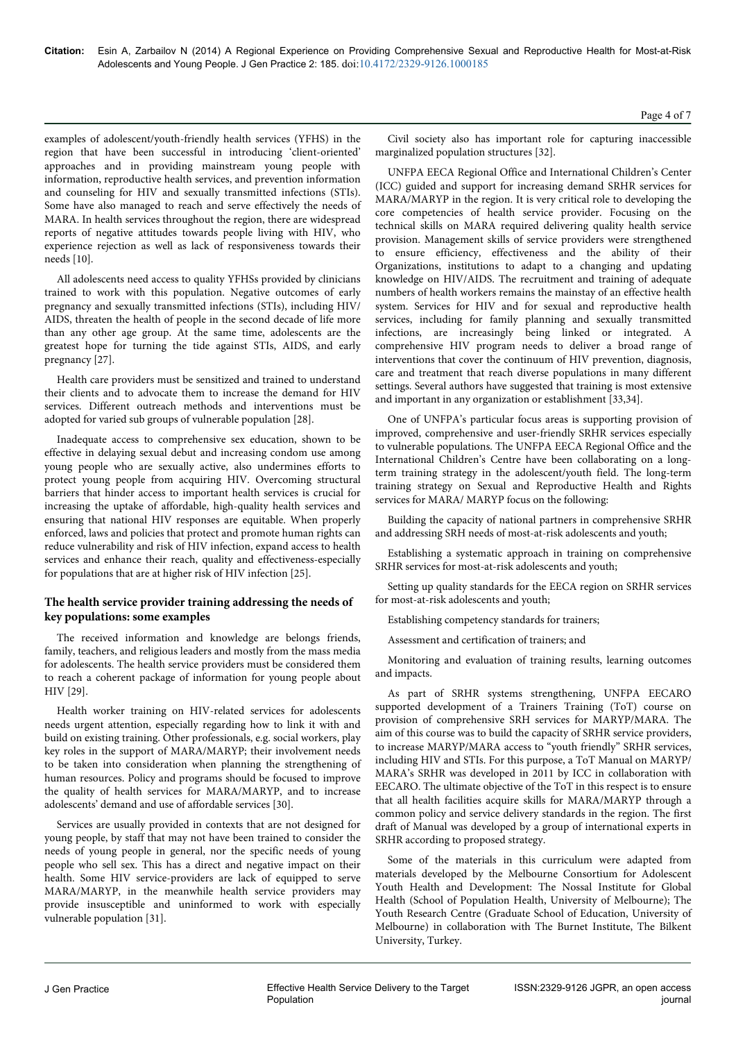examples of adolescent/youth-friendly health services (YFHS) in the region that have been successful in introducing 'client-oriented' approaches and in providing mainstream young people with information, reproductive health services, and prevention information and counseling for HIV and sexually transmitted infections (STIs). Some have also managed to reach and serve effectively the needs of MARA. In health services throughout the region, there are widespread reports of negative attitudes towards people living with HIV, who experience rejection as well as lack of responsiveness towards their needs [10].

All adolescents need access to quality YFHSs provided by clinicians trained to work with this population. Negative outcomes of early pregnancy and sexually transmitted infections (STIs), including HIV/AIDS, threaten the health of people in the second decade of life more than any other age group. At the same time, adolescents are the greatest hope for turning the tide against STIs, AIDS, and early pregnancy [27].

Health care providers must be sensitized and trained to understand their clients and to advocate them to increase the demand for HIV services. Different outreach methods and interventions must be adopted for varied sub groups of vulnerable population [28].

Inadequate access to comprehensive sex education, shown to be effective in delaying sexual debut and increasing condom use among young people who are sexually active, also undermines efforts to protect young people from acquiring HIV. Overcoming structural barriers that hinder access to important health services is crucial for increasing the uptake of affordable, high-quality health services and ensuring that national HIV responses are equitable. When properly enforced, laws and policies that protect and promote human rights can reduce vulnerability and risk of HIV infection, expand access to health services and enhance their reach, quality and effectiveness-especially for populations that are at higher risk of HIV infection [25].

## The health service provider training addressing the needs of key populations: some examples

The received information and knowledge are belongs friends, family, teachers, and religious leaders and mostly from the mass media for adolescents. The health service providers must be considered them to reach a coherent package of information for young people about HIV [29].

Health worker training on HIV-related services for adolescents needs urgent attention, especially regarding how to link it with and build on existing training. Other professionals, e.g. social workers, play key roles in the support of MARA/MARYP; their involvement needs to be taken into consideration when planning the strengthening of human resources. Policy and programs should be focused to improve the quality of health services for MARA/MARYP, and to increase adolescents' demand and use of affordable services [30].

Services are usually provided in contexts that are not designed for young people, by staff that may not have been trained to consider the needs of young people in general, nor the specific needs of young people who sell sex. This has a direct and negative impact on their health. Some HIV service-providers are lack of equipped to serve MARA/MARYP, in the meanwhile health service providers may provide insusceptible and uninformed to work with especially vulnerable population [31].

Civil society also has important role for capturing inaccessible marginalized population structures [32].

UNFPA EECA Regional Office and International Children's Center (ICC) guided and support for increasing demand SRHR services for MARA/MARYP in the region. It is very critical role to developing the core competencies of health service provider. Focusing on the technical skills on MARA required delivering quality health service provision. Management skills of service providers were strengthened to ensure efficiency, effectiveness and the ability of their Organizations, institutions to adapt to a changing and updating knowledge on HIV/AIDS. The recruitment and training of adequate numbers of health workers remains the mainstay of an effective health system. Services for HIV and for sexual and reproductive health services, including for family planning and sexually transmitted infections, are increasingly being linked or integrated. A comprehensive HIV program needs to deliver a broad range of interventions that cover the continuum of HIV prevention, diagnosis, care and treatment that reach diverse populations in many different settings. Several authors have suggested that training is most extensive and important in any organization or establishment [33,34].

One of UNFPA's particular focus areas is supporting provision of improved, comprehensive and user-friendly SRHR services especially to vulnerable populations. The UNFPA EECA Regional Office and the International Children's Centre have been collaborating on a long-term training strategy in the adolescent/youth field. The long-term training strategy on Sexual and Reproductive Health and Rights services for MARA/ MARYP focus on the following:

Building the capacity of national partners in comprehensive SRHR and addressing SRH needs of most-at-risk adolescents and youth;

Establishing a systematic approach in training on comprehensive SRHR services for most-at-risk adolescents and youth;

Setting up quality standards for the EECA region on SRHR services for most-at-risk adolescents and youth;

Establishing competency standards for trainers;

Assessment and certification of trainers; and

Monitoring and evaluation of training results, learning outcomes and impacts.

As part of SRHR systems strengthening, UNFPA EECARO supported development of a Trainers Training (ToT) course on provision of comprehensive SRH services for MARYP/MARA. The aim of this course was to build the capacity of SRHR service providers, to increase MARYP/MARA access to "youth friendly" SRHR services, including HIV and STIs. For this purpose, a ToT Manual on MARYP/MARA's SRHR was developed in 2011 by ICC in collaboration with EECARO. The ultimate objective of the ToT in this respect is to ensure that all health facilities acquire skills for MARA/MARYP through a common policy and service delivery standards in the region. The first draft of Manual was developed by a group of international experts in SRHR according to proposed strategy.

Some of the materials in this curriculum were adapted from materials developed by the Melbourne Consortium for Adolescent Youth Health and Development: The Nossal Institute for Global Health (School of Population Health, University of Melbourne); The Youth Research Centre (Graduate School of Education, University of Melbourne) in collaboration with The Burnet Institute, The Bilkent University, Turkey.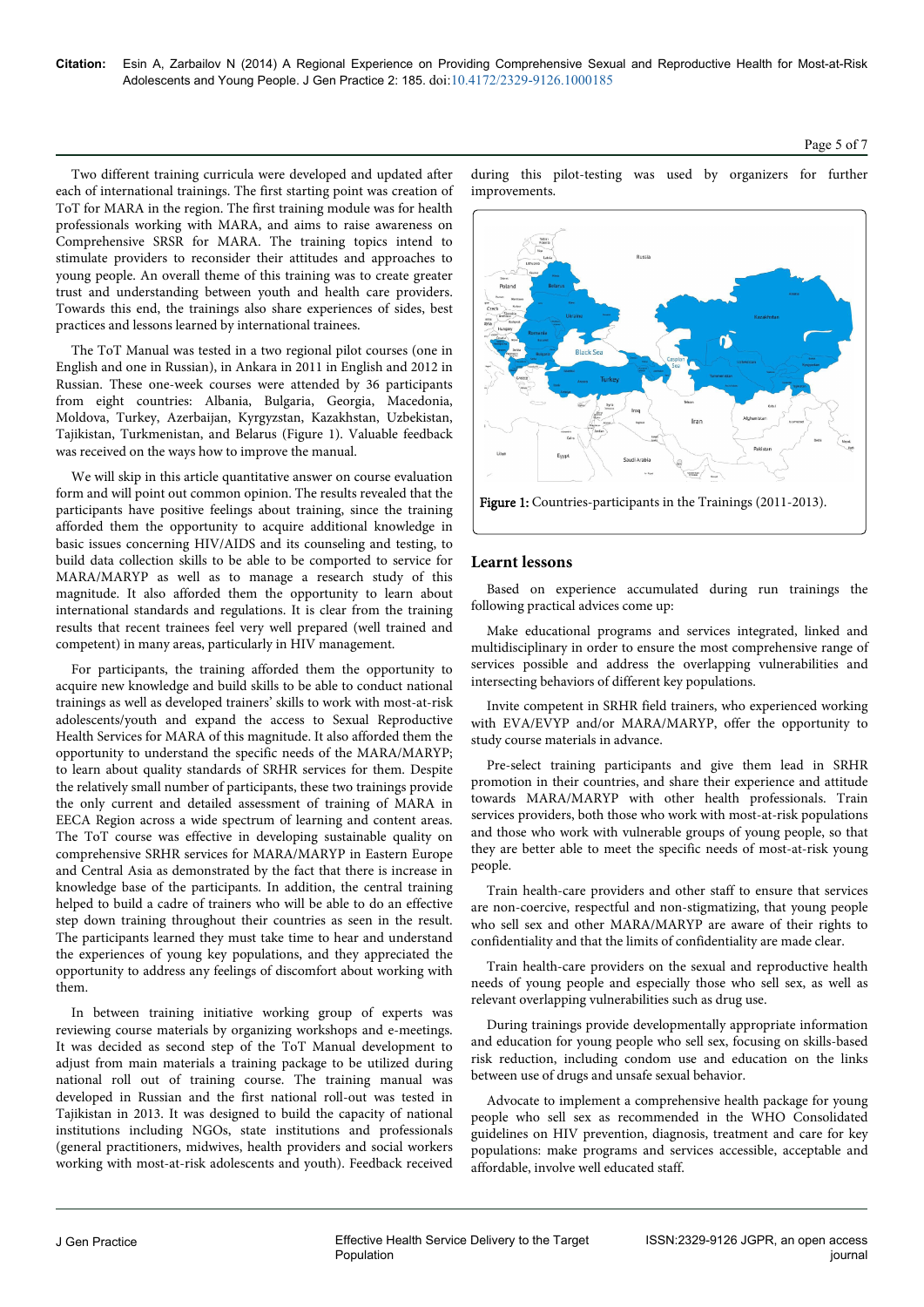Two different training curricula were developed and updated after each of international trainings. The first starting point was creation of ToT for MARA in the region. The first training module was for health professionals working with MARA, and aims to raise awareness on Comprehensive SRSR for MARA. The training topics intend to stimulate providers to reconsider their attitudes and approaches to young people. An overall theme of this training was to create greater trust and understanding between youth and health care providers. Towards this end, the trainings also share experiences of sides, best practices and lessons learned by international trainees.

The ToT Manual was tested in a two regional pilot courses (one in English and one in Russian), in Ankara in 2011 in English and 2012 in Russian. These one-week courses were attended by 36 participants from eight countries: Albania, Bulgaria, Georgia, Macedonia, Moldova, Turkey, Azerbaijan, Kyrgyzstan, Kazakhstan, Uzbekistan, Tajikistan, Turkmenistan, and Belarus (Figure 1). Valuable feedback was received on the ways how to improve the manual.

We will skip in this article quantitative answer on course evaluation form and will point out common opinion. The results revealed that the participants have positive feelings about training, since the training afforded them the opportunity to acquire additional knowledge in basic issues concerning HIV/AIDS and its counseling and testing, to build data collection skills to be able to be comported to service for MARA/MARYP as well as to manage a research study of this magnitude. It also afforded them the opportunity to learn about international standards and regulations. It is clear from the training results that recent trainees feel very well prepared (well trained and competent) in many areas, particularly in HIV management.

For participants, the training afforded them the opportunity to acquire new knowledge and build skills to be able to conduct national trainings as well as developed trainers' skills to work with most-at-risk adolescents/youth and expand the access to Sexual Reproductive Health Services for MARA of this magnitude. It also afforded them the opportunity to understand the specific needs of the MARA/MARYP; to learn about quality standards of SRHR services for them. Despite the relatively small number of participants, these two trainings provide the only current and detailed assessment of training of MARA in EECA Region across a wide spectrum of learning and content areas. The ToT course was effective in developing sustainable quality on comprehensive SRHR services for MARA/MARYP in Eastern Europe and Central Asia as demonstrated by the fact that there is increase in knowledge base of the participants. In addition, the central training helped to build a cadre of trainers who will be able to do an effective step down training throughout their countries as seen in the result. The participants learned they must take time to hear and understand the experiences of young key populations, and they appreciated the opportunity to address any feelings of discomfort about working with them.

In between training initiative working group of experts was reviewing course materials by organizing workshops and e-meetings. It was decided as second step of the ToT Manual development to adjust from main materials a training package to be utilized during national roll out of training course. The training manual was developed in Russian and the first national roll-out was tested in Tajikistan in 2013. It was designed to build the capacity of national institutions including NGOs, state institutions and professionals (general practitioners, midwives, health providers and social workers working with most-at-risk adolescents and youth). Feedback received during this pilot-testing was used by organizers for further improvements.

Figure 1: Countries-participants in the Trainings (2011-2013).

## Learnt lessons

Based on experience accumulated during run trainings the following practical advices come up:

Make educational programs and services integrated, linked and multidisciplinary in order to ensure the most comprehensive range of services possible and address the overlapping vulnerabilities and intersecting behaviors of different key populations.

Invite competent in SRHR field trainers, who experienced working with EVA/EVYP and/or MARA/MARYP, offer the opportunity to study course materials in advance.

Pre-select training participants and give them lead in SRHR promotion in their countries, and share their experience and attitude towards MARA/MARYP with other health professionals. Train services providers, both those who work with most-at-risk populations and those who work with vulnerable groups of young people, so that they are better able to meet the specific needs of most-at-risk young people.

Train health-care providers and other staff to ensure that services are non-coercive, respectful and non-stigmatizing, that young people who sell sex and other MARA/MARYP are aware of their rights to confidentiality and that the limits of confidentiality are made clear.

Train health-care providers on the sexual and reproductive health needs of young people and especially those who sell sex, as well as relevant overlapping vulnerabilities such as drug use.

During trainings provide developmentally appropriate information and education for young people who sell sex, focusing on skills-based risk reduction, including condom use and education on the links between use of drugs and unsafe sexual behavior.

Advocate to implement a comprehensive health package for young people who sell sex as recommended in the WHO Consolidated guidelines on HIV prevention, diagnosis, treatment and care for key populations: make programs and services accessible, acceptable and affordable, involve well educated staff.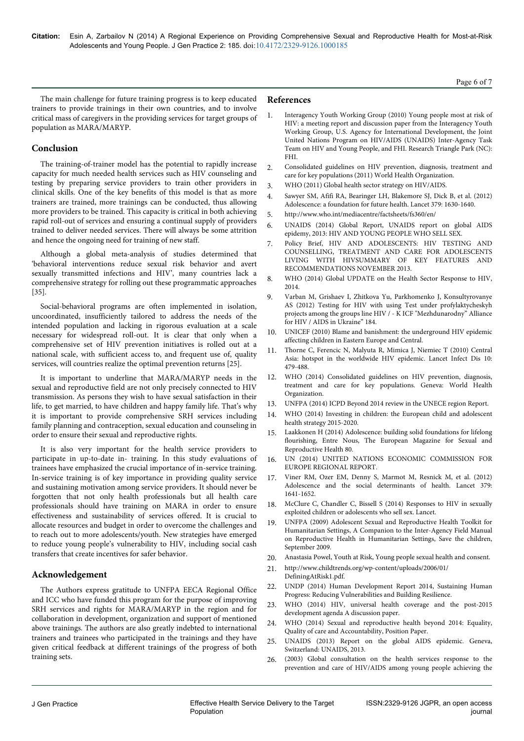The main challenge for future training progress is to keep educated trainers to provide trainings in their own countries, and to involve critical mass of caregivers in the providing services for target groups of population as MARA/MARYP.

## Conclusion

The training-of-trainer model has the potential to rapidly increase capacity for much needed health services such as HIV counseling and testing by preparing service providers to train other providers in clinical skills. One of the key benefits of this model is that as more trainers are trained, more trainings can be conducted, thus allowing more providers to be trained. This capacity is critical in both achieving rapid roll-out of services and ensuring a continual supply of providers trained to deliver needed services. There will always be some attrition and hence the ongoing need for training of new staff.

Although a global meta-analysis of studies determined that 'behavioral interventions reduce sexual risk behavior and avert sexually transmitted infections and HIV', many countries lack a comprehensive strategy for rolling out these programmatic approaches [35].

Social-behavioral programs are often implemented in isolation, uncoordinated, insufficiently tailored to address the needs of the intended population and lacking in rigorous evaluation at a scale necessary for widespread roll-out. It is clear that only when a comprehensive set of HIV prevention initiatives is rolled out at a national scale, with sufficient access to, and frequent use of, quality services, will countries realize the optimal prevention returns [25].

It is important to underline that MARA/MARYP needs in the sexual and reproductive field are not only precisely connected to HIV transmission. As persons they wish to have sexual satisfaction in their life, to get married, to have children and happy family life. That's why it is important to provide comprehensive SRH services including family planning and contraception, sexual education and counseling in order to ensure their sexual and reproductive rights.

It is also very important for the health service providers to participate in up-to-date in- training. In this study evaluations of trainees have emphasized the crucial importance of in-service training. In-service training is of key importance in providing quality service and sustaining motivation among service providers. It should never be forgotten that not only health professionals but all health care professionals should have training on MARA in order to ensure effectiveness and sustainability of services offered. It is crucial to allocate resources and budget in order to overcome the challenges and to reach out to more adolescents/youth. New strategies have emerged to reduce young people's vulnerability to HIV, including social cash transfers that create incentives for safer behavior.

## Acknowledgement

The Authors express gratitude to UNFPA EECA Regional Office and ICC who have funded this program for the purpose of improving SRH services and rights for MARA/MARYP in the region and for collaboration in development, organization and support of mentioned above trainings. The authors are also greatly indebted to international trainers and trainees who participated in the trainings and they have given critical feedback at different trainings of the progress of both training sets.

## References

1. Interagency Youth Working Group (2010) Young people most at risk of HIV: a meeting report and discussion paper from the Interagency Youth Working Group, U.S. Agency for International Development, the Joint United Nations Program on HIV/AIDS (UNAIDS) Inter-Agency Task Team on HIV and Young People, and FHI. Research Triangle Park (NC): FHI.
2. Consolidated guidelines on HIV prevention, diagnosis, treatment and care for key populations (2011) World Health Organization.
3. WHO (2011) Global health sector strategy on HIV/AIDS.
4. Sawyer SM, Afifi RA, Bearinger LH, Blakemore SJ, Dick B, et al. (2012) Adolescence: a foundation for future health. Lancet 379: 1630-1640.
5. http://www.who.int/mediacentre/factsheets/fs360/en/
6. UNAIDS (2014) Global Report, UNAIDS report on global AIDS epidemy, 2013: HIV AND YOUNG PEOPLE WHO SELL SEX.
7. Policy Brief, HIV AND ADOLESCENTS: HIV TESTING AND COUNSELLING, TREATMENT AND CARE FOR ADOLESCENTS LIVING WITH HIVSUMMARY OF KEY FEATURES AND RECOMMENDATIONS NOVEMBER 2013.
8. WHO (2014) Global UPDATE on the Health Sector Response to HIV, 2014.
9. Varban M, Grishaev I, Zhitkova Yu, Parkhomenko J, Konsultyrovanye AS (2012) Testing for HIV with using Test under profylaktycheskyh projects among the groups line HIV / - K ICF "Mezhdunarodny" Alliance for HIV / AIDS in Ukraine" 184.
10. UNICEF (2010) Blame and banishment: the underground HIV epidemic affecting children in Eastern Europe and Central.
11. Thorne C, Ferencic N, Malyuta R, Mimica J, Niemiec T (2010) Central Asia: hotspot in the worldwide HIV epidemic. Lancet Infect Dis 10: 479-488.
12. WHO (2014) Consolidated guidelines on HIV prevention, diagnosis, treatment and care for key populations. Geneva: World Health Organization.
13. UNFPA (2014) ICPD Beyond 2014 review in the UNECE region Report.
14. WHO (2014) Investing in children: the European child and adolescent health strategy 2015-2020.
15. Laakkonen H (2014) Adolescence: building solid foundations for lifelong flourishing, Entre Nous, The European Magazine for Sexual and Reproductive Health 80.
16. UN (2014) UNITED NATIONS ECONOMIC COMMISSION FOR EUROPE REGIONAL REPORT.
17. Viner RM, Ozer EM, Denny S, Marmot M, Resnick M, et al. (2012) Adolescence and the social determinants of health. Lancet 379: 1641-1652.
18. McClure C, Chandler C, Bissell S (2014) Responses to HIV in sexually exploited children or adolescents who sell sex. Lancet.
19. UNFPA (2009) Adolescent Sexual and Reproductive Health Toolkit for Humanitarian Settings, A Companion to the Inter-Agency Field Manual on Reproductive Health in Humanitarian Settings, Save the children, September 2009.
20. Anastasia Powel, Youth at Risk, Young people sexual health and consent.
21. http://www.childtrends.org/wp-content/uploads/2006/01/DefiningAtRisk1.pdf.
22. UNDP (2014) Human Development Report 2014, Sustaining Human Progress: Reducing Vulnerabilities and Building Resilience.
23. WHO (2014) HIV, universal health coverage and the post-2015 development agenda A discussion paper.
24. WHO (2014) Sexual and reproductive health beyond 2014: Equality, Quality of care and Accountability, Position Paper.
25. UNAIDS (2013) Report on the global AIDS epidemic. Geneva, Switzerland: UNAIDS, 2013.
26. (2003) Global consultation on the health services response to the prevention and care of HIV/AIDS among young people achieving the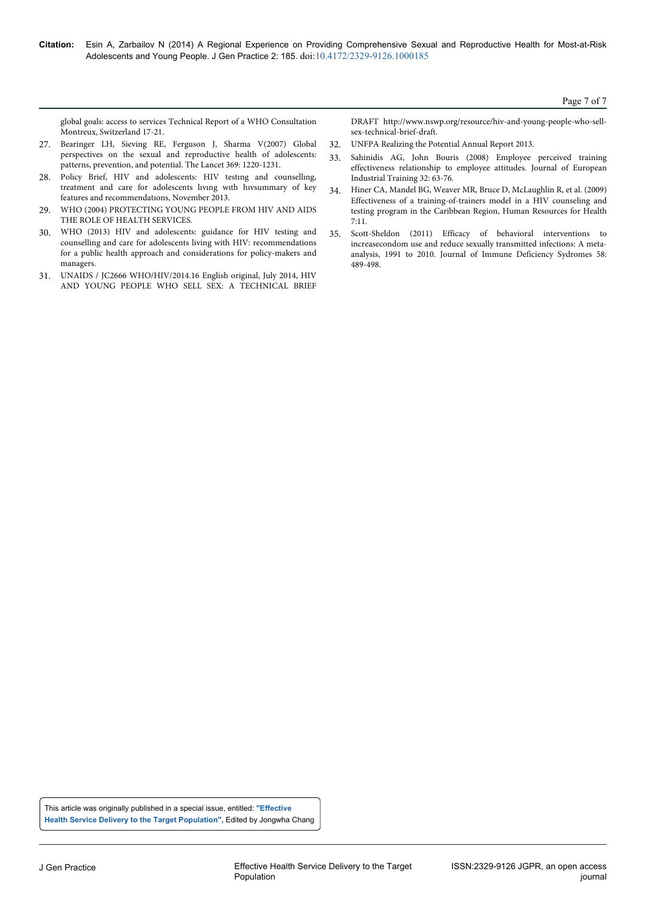global goals: access to services Technical Report of a WHO Consultation Montreux, Switzerland 17-21.

27. Bearinger LH, Sieving RE, Ferguson J, Sharma V(2007) Global perspectives on the sexual and reproductive health of adolescents: patterns, prevention, and potential. The Lancet 369: 1220-1231.
28. Policy Brief, HIV and adolescents: HIV testıng and counsellıng, treatment and care for adolescents lıvıng wıth hıvsummary of key features and recommendatıons, November 2013.
29. WHO (2004) PROTECTING YOUNG PEOPLE FROM HIV AND AIDS THE ROLE OF HEALTH SERVICES.
30. WHO (2013) HIV and adolescents: guidance for HIV testing and counselling and care for adolescents living with HIV: recommendations for a public health approach and considerations for policy-makers and managers.
31. UNAIDS / JC2666 WHO/HIV/2014.16 English original, July 2014, HIV AND YOUNG PEOPLE WHO SELL SEX: A TECHNICAL BRIEF DRAFT http://www.nswp.org/resource/hiv-and-young-people-who-sell-sex-technical-brief-draft.
32. UNFPA Realizing the Potential Annual Report 2013.
33. Sahinidis AG, John Bouris (2008) Employee perceived training effectiveness relationship to employee attitudes. Journal of European Industrial Training 32: 63-76.
34. Hiner CA, Mandel BG, Weaver MR, Bruce D, McLaughlin R, et al. (2009) Effectiveness of a training-of-trainers model in a HIV counseling and testing program in the Caribbean Region, Human Resources for Health 7:11.
35. Scott-Sheldon (2011) Efficacy of behavioral interventions to increasecondom use and reduce sexually transmitted infections: A meta-analysis, 1991 to 2010. Journal of Immune Deficiency Sydromes 58: 489-498.

This article was originally published in a special issue, entitled: **"Effective Health Service Delivery to the Target Population"**, Edited by Jongwha Chang